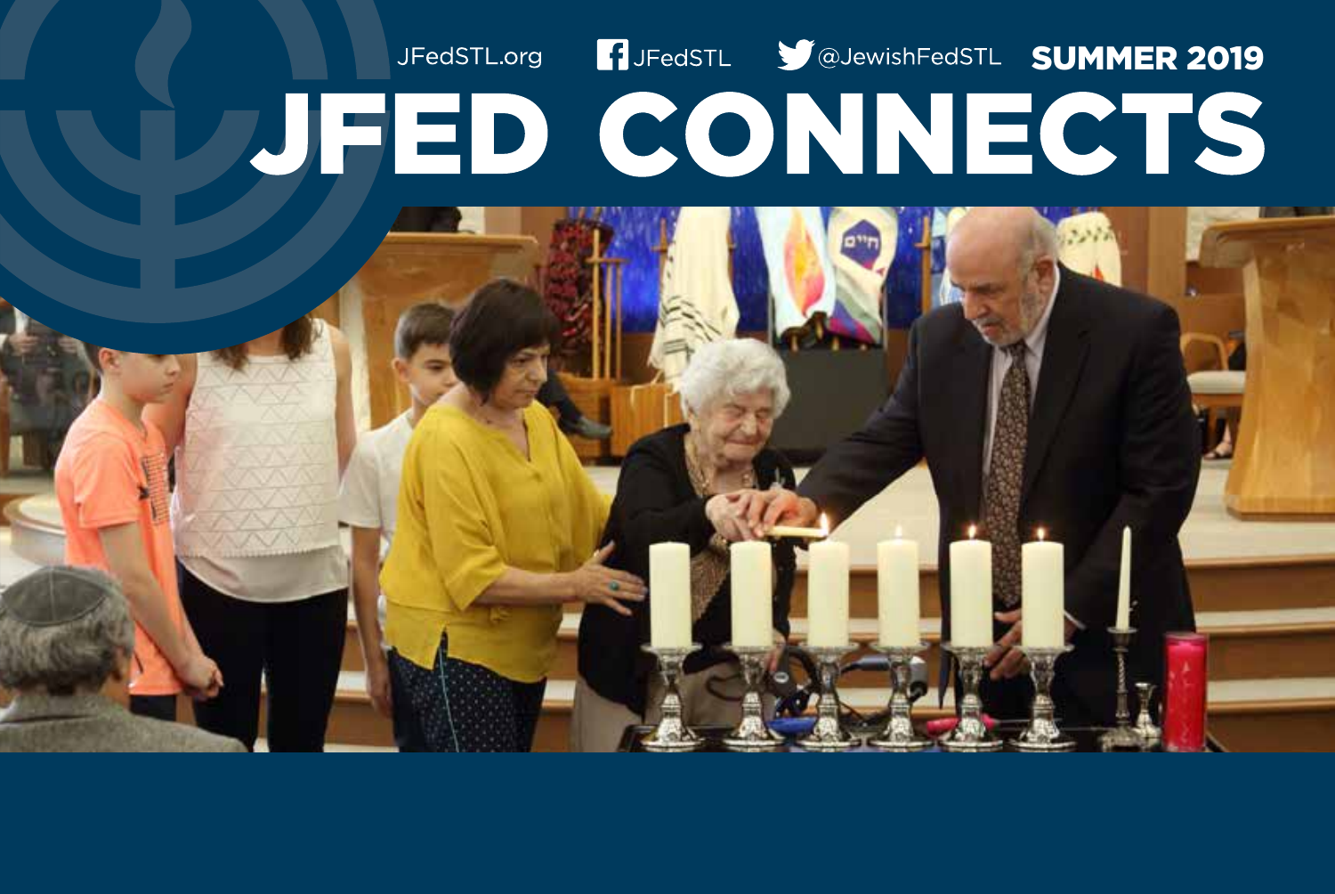JFedSTL.org JFedSTL @JewishFedSTL **SUMMER 2019**

# JFED CONNECTS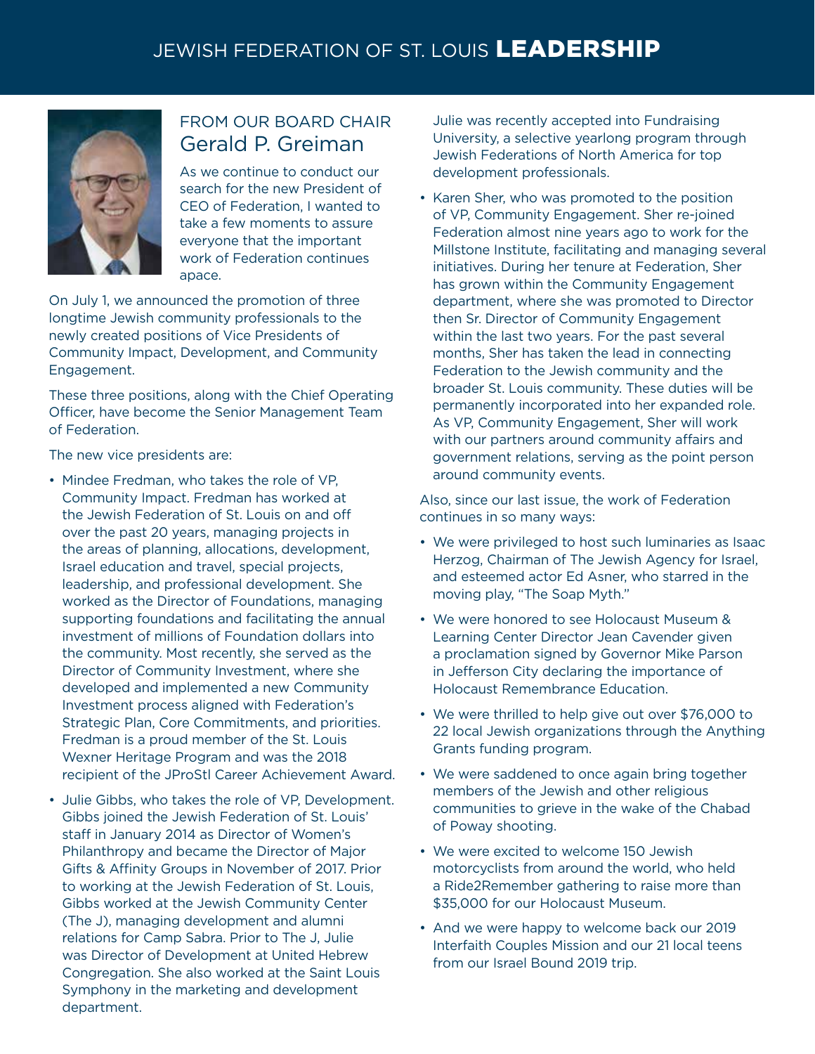# JEWISH FEDERATION OF ST. LOUIS **LEADERSHIP**

## FROM OUR BOARD CHAIR Gerald P. Greiman

As we continue to conduct our search for the new President of CEO of Federation, I wanted to take a few moments to assure everyone that the important work of Federation continues apace.

On July 1, we announced the promotion of three longtime Jewish community professionals to the newly created positions of Vice Presidents of Community Impact, Development, and Community Engagement.

These three positions, along with the Chief Operating Officer, have become the Senior Management Team of Federation.

The new vice presidents are:

- Mindee Fredman, who takes the role of VP, Community Impact. Fredman has worked at the Jewish Federation of St. Louis on and off over the past 20 years, managing projects in the areas of planning, allocations, development, Israel education and travel, special projects, leadership, and professional development. She worked as the Director of Foundations, managing supporting foundations and facilitating the annual investment of millions of Foundation dollars into the community. Most recently, she served as the Director of Community Investment, where she developed and implemented a new Community Investment process aligned with Federation's Strategic Plan, Core Commitments, and priorities. Fredman is a proud member of the St. Louis Wexner Heritage Program and was the 2018 recipient of the JProStl Career Achievement Award.
- Julie Gibbs, who takes the role of VP, Development. Gibbs joined the Jewish Federation of St. Louis' staff in January 2014 as Director of Women's Philanthropy and became the Director of Major Gifts & Affinity Groups in November of 2017. Prior to working at the Jewish Federation of St. Louis, Gibbs worked at the Jewish Community Center (The J), managing development and alumni relations for Camp Sabra. Prior to The J, Julie was Director of Development at United Hebrew Congregation. She also worked at the Saint Louis Symphony in the marketing and development department. Julie was recently accepted into Fundraising University, a selective yearlong program through Jewish Federations of North America for top development professionals.
- Karen Sher, who was promoted to the position of VP, Community Engagement. Sher re-joined Federation almost nine years ago to work for the Millstone Institute, facilitating and managing several initiatives. During her tenure at Federation, Sher has grown within the Community Engagement department, where she was promoted to Director then Sr. Director of Community Engagement within the last two years. For the past several months, Sher has taken the lead in connecting Federation to the Jewish community and the broader St. Louis community. These duties will be permanently incorporated into her expanded role. As VP, Community Engagement, Sher will work with our partners around community affairs and government relations, serving as the point person around community events.

Also, since our last issue, the work of Federation continues in so many ways:

- We were privileged to host such luminaries as Isaac Herzog, Chairman of The Jewish Agency for Israel, and esteemed actor Ed Asner, who starred in the moving play, "The Soap Myth."
- We were honored to see Holocaust Museum & Learning Center Director Jean Cavender given a proclamation signed by Governor Mike Parson in Jefferson City declaring the importance of Holocaust Remembrance Education.
- We were thrilled to help give out over $76,000 to 22 local Jewish organizations through the Anything Grants funding program.
- We were saddened to once again bring together members of the Jewish and other religious communities to grieve in the wake of the Chabad of Poway shooting.
- We were excited to welcome 150 Jewish motorcyclists from around the world, who held a Ride2Remember gathering to raise more than $35,000 for our Holocaust Museum.
- And we were happy to welcome back our 2019 Interfaith Couples Mission and our 21 local teens from our Israel Bound 2019 trip.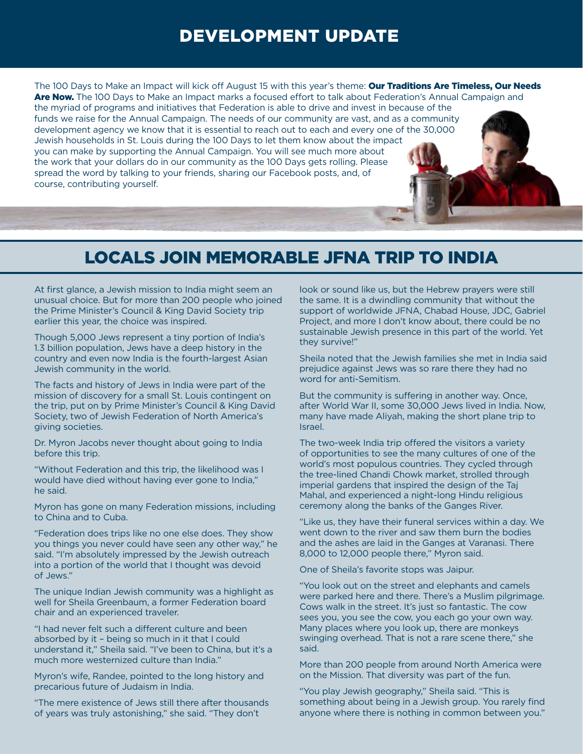# DEVELOPMENT UPDATE

The 100 Days to Make an Impact will kick off August 15 with this year's theme: **Our Traditions Are Timeless, Our Needs Are Now.** The 100 Days to Make an Impact marks a focused effort to talk about Federation's Annual Campaign and the myriad of programs and initiatives that Federation is able to drive and invest in because of the funds we raise for the Annual Campaign. The needs of our community are vast, and as a community development agency we know that it is essential to reach out to each and every one of the 30,000 Jewish households in St. Louis during the 100 Days to let them know about the impact you can make by supporting the Annual Campaign. You will see much more about the work that your dollars do in our community as the 100 Days gets rolling. Please spread the word by talking to your friends, sharing our Facebook posts, and, of course, contributing yourself.

# LOCALS JOIN MEMORABLE JFNA TRIP TO INDIA

At first glance, a Jewish mission to India might seem an unusual choice. But for more than 200 people who joined the Prime Minister's Council & King David Society trip earlier this year, the choice was inspired.

Though 5,000 Jews represent a tiny portion of India's 1.3 billion population, Jews have a deep history in the country and even now India is the fourth-largest Asian Jewish community in the world.

The facts and history of Jews in India were part of the mission of discovery for a small St. Louis contingent on the trip, put on by Prime Minister's Council & King David Society, two of Jewish Federation of North America's giving societies.

Dr. Myron Jacobs never thought about going to India before this trip.

"Without Federation and this trip, the likelihood was I would have died without having ever gone to India," he said.

Myron has gone on many Federation missions, including to China and to Cuba.

"Federation does trips like no one else does. They show you things you never could have seen any other way," he said. "I'm absolutely impressed by the Jewish outreach into a portion of the world that I thought was devoid of Jews."

The unique Indian Jewish community was a highlight as well for Sheila Greenbaum, a former Federation board chair and an experienced traveler.

"I had never felt such a different culture and been absorbed by it – being so much in it that I could understand it," Sheila said. "I've been to China, but it's a much more westernized culture than India."

Myron's wife, Randee, pointed to the long history and precarious future of Judaism in India.

"The mere existence of Jews still there after thousands of years was truly astonishing," she said. "They don't look or sound like us, but the Hebrew prayers were still the same. It is a dwindling community that without the support of worldwide JFNA, Chabad House, JDC, Gabriel Project, and more I don't know about, there could be no sustainable Jewish presence in this part of the world. Yet they survive!"

Sheila noted that the Jewish families she met in India said prejudice against Jews was so rare there they had no word for anti-Semitism.

But the community is suffering in another way. Once, after World War II, some 30,000 Jews lived in India. Now, many have made Aliyah, making the short plane trip to Israel.

The two-week India trip offered the visitors a variety of opportunities to see the many cultures of one of the world's most populous countries. They cycled through the tree-lined Chandi Chowk market, strolled through imperial gardens that inspired the design of the Taj Mahal, and experienced a night-long Hindu religious ceremony along the banks of the Ganges River.

"Like us, they have their funeral services within a day. We went down to the river and saw them burn the bodies and the ashes are laid in the Ganges at Varanasi. There 8,000 to 12,000 people there," Myron said.

One of Sheila's favorite stops was Jaipur.

"You look out on the street and elephants and camels were parked here and there. There's a Muslim pilgrimage. Cows walk in the street. It's just so fantastic. The cow sees you, you see the cow, you each go your own way. Many places where you look up, there are monkeys swinging overhead. That is not a rare scene there," she said.

More than 200 people from around North America were on the Mission. That diversity was part of the fun.

"You play Jewish geography," Sheila said. "This is something about being in a Jewish group. You rarely find anyone where there is nothing in common between you."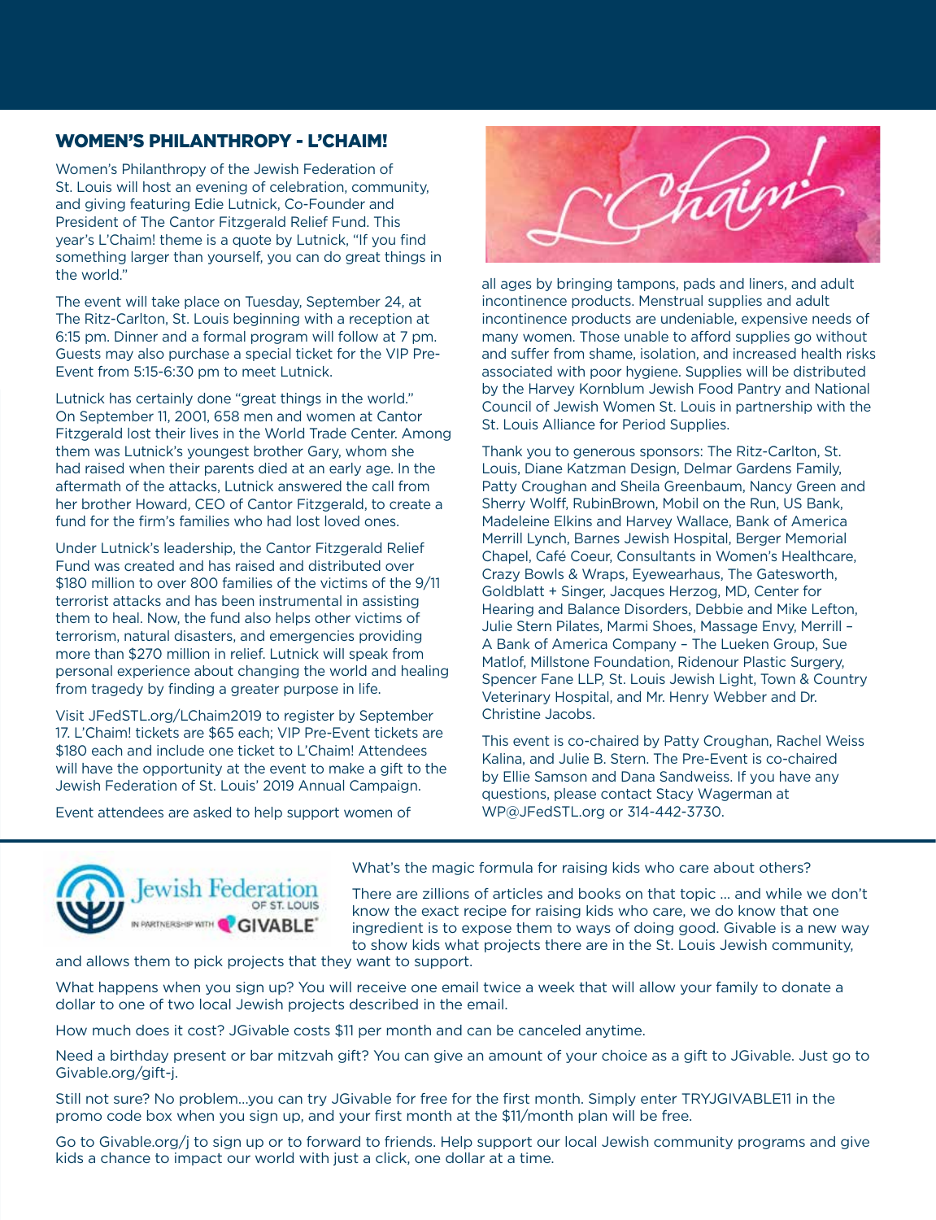## WOMEN'S PHILANTHROPY - L'CHAIM!

Women's Philanthropy of the Jewish Federation of St. Louis will host an evening of celebration, community, and giving featuring Edie Lutnick, Co-Founder and President of The Cantor Fitzgerald Relief Fund. This year's L'Chaim! theme is a quote by Lutnick, "If you find something larger than yourself, you can do great things in the world."

The event will take place on Tuesday, September 24, at The Ritz-Carlton, St. Louis beginning with a reception at 6:15 pm. Dinner and a formal program will follow at 7 pm. Guests may also purchase a special ticket for the VIP Pre-Event from 5:15-6:30 pm to meet Lutnick.

Lutnick has certainly done "great things in the world." On September 11, 2001, 658 men and women at Cantor Fitzgerald lost their lives in the World Trade Center. Among them was Lutnick's youngest brother Gary, whom she had raised when their parents died at an early age. In the aftermath of the attacks, Lutnick answered the call from her brother Howard, CEO of Cantor Fitzgerald, to create a fund for the firm's families who had lost loved ones.

Under Lutnick's leadership, the Cantor Fitzgerald Relief Fund was created and has raised and distributed over $180 million to over 800 families of the victims of the 9/11 terrorist attacks and has been instrumental in assisting them to heal. Now, the fund also helps other victims of terrorism, natural disasters, and emergencies providing more than $270 million in relief. Lutnick will speak from personal experience about changing the world and healing from tragedy by finding a greater purpose in life.

Visit JFedSTL.org/LChaim2019 to register by September 17. L'Chaim! tickets are $65 each; VIP Pre-Event tickets are $180 each and include one ticket to L'Chaim! Attendees will have the opportunity at the event to make a gift to the Jewish Federation of St. Louis' 2019 Annual Campaign.

Event attendees are asked to help support women of all ages by bringing tampons, pads and liners, and adult incontinence products. Menstrual supplies and adult incontinence products are undeniable, expensive needs of many women. Those unable to afford supplies go without and suffer from shame, isolation, and increased health risks associated with poor hygiene. Supplies will be distributed by the Harvey Kornblum Jewish Food Pantry and National Council of Jewish Women St. Louis in partnership with the St. Louis Alliance for Period Supplies.

Thank you to generous sponsors: The Ritz-Carlton, St. Louis, Diane Katzman Design, Delmar Gardens Family, Patty Croughan and Sheila Greenbaum, Nancy Green and Sherry Wolff, RubinBrown, Mobil on the Run, US Bank, Madeleine Elkins and Harvey Wallace, Bank of America Merrill Lynch, Barnes Jewish Hospital, Berger Memorial Chapel, Café Coeur, Consultants in Women's Healthcare, Crazy Bowls & Wraps, Eyewearhaus, The Gatesworth, Goldblatt + Singer, Jacques Herzog, MD, Center for Hearing and Balance Disorders, Debbie and Mike Lefton, Julie Stern Pilates, Marmi Shoes, Massage Envy, Merrill – A Bank of America Company – The Lueken Group, Sue Matlof, Millstone Foundation, Ridenour Plastic Surgery, Spencer Fane LLP, St. Louis Jewish Light, Town & Country Veterinary Hospital, and Mr. Henry Webber and Dr. Christine Jacobs.

This event is co-chaired by Patty Croughan, Rachel Weiss Kalina, and Julie B. Stern. The Pre-Event is co-chaired by Ellie Samson and Dana Sandweiss. If you have any questions, please contact Stacy Wagerman at WP@JFedSTL.org or 314-442-3730.

---

Jewish Federation OF ST. LOUIS IN PARTNERSHIP WITH GIVABLE

What's the magic formula for raising kids who care about others?

There are zillions of articles and books on that topic ... and while we don't know the exact recipe for raising kids who care, we do know that one ingredient is to expose them to ways of doing good. Givable is a new way to show kids what projects there are in the St. Louis Jewish community, and allows them to pick projects that they want to support.

What happens when you sign up? You will receive one email twice a week that will allow your family to donate a dollar to one of two local Jewish projects described in the email.

How much does it cost? JGivable costs $11 per month and can be canceled anytime.

Need a birthday present or bar mitzvah gift? You can give an amount of your choice as a gift to JGivable. Just go to Givable.org/gift-j.

Still not sure? No problem...you can try JGivable for free for the first month. Simply enter TRYJGIVABLE11 in the promo code box when you sign up, and your first month at the $11/month plan will be free.

Go to Givable.org/j to sign up or to forward to friends. Help support our local Jewish community programs and give kids a chance to impact our world with just a click, one dollar at a time.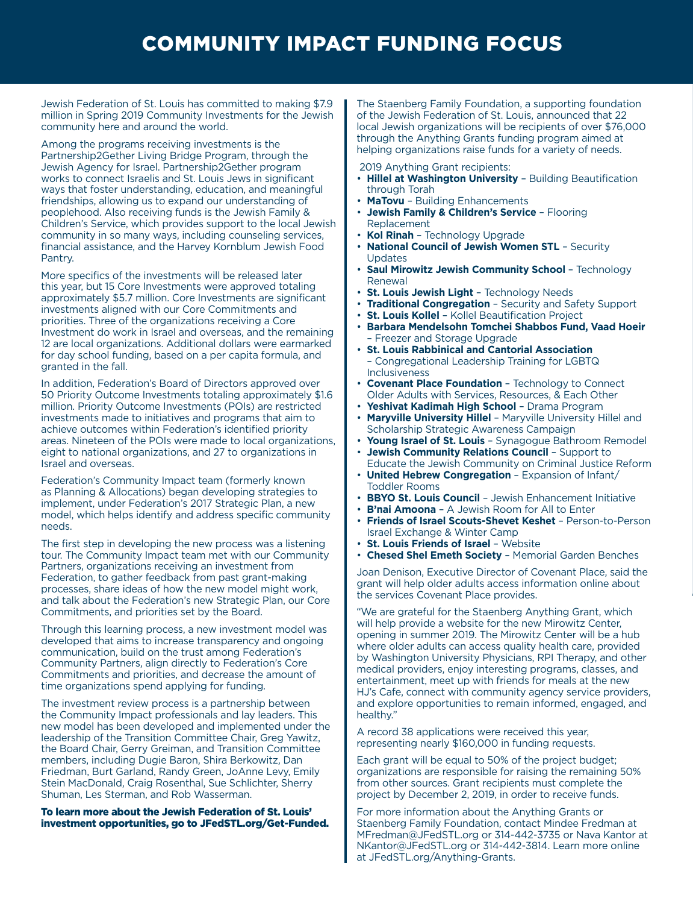# COMMUNITY IMPACT FUNDING FOCUS

Jewish Federation of St. Louis has committed to making $7.9 million in Spring 2019 Community Investments for the Jewish community here and around the world.

Among the programs receiving investments is the Partnership2Gether Living Bridge Program, through the Jewish Agency for Israel. Partnership2Gether program works to connect Israelis and St. Louis Jews in significant ways that foster understanding, education, and meaningful friendships, allowing us to expand our understanding of peoplehood. Also receiving funds is the Jewish Family & Children's Service, which provides support to the local Jewish community in so many ways, including counseling services, financial assistance, and the Harvey Kornblum Jewish Food Pantry.

More specifics of the investments will be released later this year, but 15 Core Investments were approved totaling approximately $5.7 million. Core Investments are significant investments aligned with our Core Commitments and priorities. Three of the organizations receiving a Core Investment do work in Israel and overseas, and the remaining 12 are local organizations. Additional dollars were earmarked for day school funding, based on a per capita formula, and granted in the fall.

In addition, Federation's Board of Directors approved over 50 Priority Outcome Investments totaling approximately $1.6 million. Priority Outcome Investments (POIs) are restricted investments made to initiatives and programs that aim to achieve outcomes within Federation's identified priority areas. Nineteen of the POIs were made to local organizations, eight to national organizations, and 27 to organizations in Israel and overseas.

Federation's Community Impact team (formerly known as Planning & Allocations) began developing strategies to implement, under Federation's 2017 Strategic Plan, a new model, which helps identify and address specific community needs.

The first step in developing the new process was a listening tour. The Community Impact team met with our Community Partners, organizations receiving an investment from Federation, to gather feedback from past grant-making processes, share ideas of how the new model might work, and talk about the Federation's new Strategic Plan, our Core Commitments, and priorities set by the Board.

Through this learning process, a new investment model was developed that aims to increase transparency and ongoing communication, build on the trust among Federation's Community Partners, align directly to Federation's Core Commitments and priorities, and decrease the amount of time organizations spend applying for funding.

The investment review process is a partnership between the Community Impact professionals and lay leaders. This new model has been developed and implemented under the leadership of the Transition Committee Chair, Greg Yawitz, the Board Chair, Gerry Greiman, and Transition Committee members, including Dugie Baron, Shira Berkowitz, Dan Friedman, Burt Garland, Randy Green, JoAnne Levy, Emily Stein MacDonald, Craig Rosenthal, Sue Schlichter, Sherry Shuman, Les Sterman, and Rob Wasserman.

**To learn more about the Jewish Federation of St. Louis' investment opportunities, go to JFedSTL.org/Get-Funded.**

The Staenberg Family Foundation, a supporting foundation of the Jewish Federation of St. Louis, announced that 22 local Jewish organizations will be recipients of over $76,000 through the Anything Grants funding program aimed at helping organizations raise funds for a variety of needs.

2019 Anything Grant recipients:

- **Hillel at Washington University** – Building Beautification through Torah
- **MaTovu** – Building Enhancements
- **Jewish Family & Children's Service** – Flooring Replacement
- **Kol Rinah** – Technology Upgrade
- **National Council of Jewish Women STL** – Security Updates
- **Saul Mirowitz Jewish Community School** – Technology Renewal
- **St. Louis Jewish Light** – Technology Needs
- **Traditional Congregation** – Security and Safety Support
- **St. Louis Kollel** – Kollel Beautification Project
- **Barbara Mendelsohn Tomchei Shabbos Fund, Vaad Hoeir** – Freezer and Storage Upgrade
- **St. Louis Rabbinical and Cantorial Association** – Congregational Leadership Training for LGBTQ Inclusiveness
- **Covenant Place Foundation** – Technology to Connect Older Adults with Services, Resources, & Each Other
- **Yeshivat Kadimah High School** – Drama Program
- **Maryville University Hillel** – Maryville University Hillel and Scholarship Strategic Awareness Campaign
- **Young Israel of St. Louis** – Synagogue Bathroom Remodel
- **Jewish Community Relations Council** – Support to Educate the Jewish Community on Criminal Justice Reform
- **United Hebrew Congregation** – Expansion of Infant/Toddler Rooms
- **BBYO St. Louis Council** – Jewish Enhancement Initiative
- **B'nai Amoona** – A Jewish Room for All to Enter
- **Friends of Israel Scouts-Shevet Keshet** – Person-to-Person Israel Exchange & Winter Camp
- **St. Louis Friends of Israel** – Website
- **Chesed Shel Emeth Society** – Memorial Garden Benches

Joan Denison, Executive Director of Covenant Place, said the grant will help older adults access information online about the services Covenant Place provides.

"We are grateful for the Staenberg Anything Grant, which will help provide a website for the new Mirowitz Center, opening in summer 2019. The Mirowitz Center will be a hub where older adults can access quality health care, provided by Washington University Physicians, RPI Therapy, and other medical providers, enjoy interesting programs, classes, and entertainment, meet up with friends for meals at the new HJ's Cafe, connect with community agency service providers, and explore opportunities to remain informed, engaged, and healthy."

A record 38 applications were received this year, representing nearly $160,000 in funding requests.

Each grant will be equal to 50% of the project budget; organizations are responsible for raising the remaining 50% from other sources. Grant recipients must complete the project by December 2, 2019, in order to receive funds.

For more information about the Anything Grants or Staenberg Family Foundation, contact Mindee Fredman at MFredman@JFedSTL.org or 314-442-3735 or Nava Kantor at NKantor@JFedSTL.org or 314-442-3814. Learn more online at JFedSTL.org/Anything-Grants.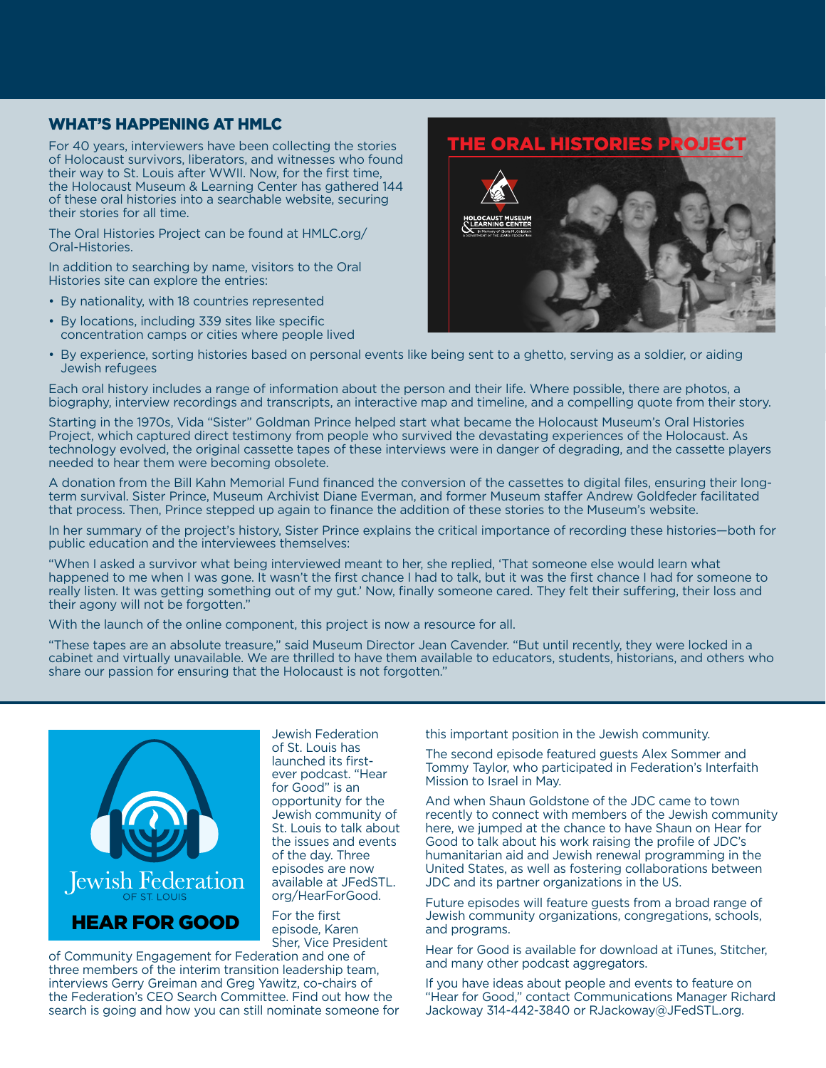## WHAT'S HAPPENING AT HMLC

For 40 years, interviewers have been collecting the stories of Holocaust survivors, liberators, and witnesses who found their way to St. Louis after WWII. Now, for the first time, the Holocaust Museum & Learning Center has gathered 144 of these oral histories into a searchable website, securing their stories for all time.

The Oral Histories Project can be found at HMLC.org/Oral-Histories.

In addition to searching by name, visitors to the Oral Histories site can explore the entries:

- By nationality, with 18 countries represented
- By locations, including 339 sites like specific concentration camps or cities where people lived
- By experience, sorting histories based on personal events like being sent to a ghetto, serving as a soldier, or aiding Jewish refugees

Each oral history includes a range of information about the person and their life. Where possible, there are photos, a biography, interview recordings and transcripts, an interactive map and timeline, and a compelling quote from their story.

Starting in the 1970s, Vida "Sister" Goldman Prince helped start what became the Holocaust Museum's Oral Histories Project, which captured direct testimony from people who survived the devastating experiences of the Holocaust. As technology evolved, the original cassette tapes of these interviews were in danger of degrading, and the cassette players needed to hear them were becoming obsolete.

A donation from the Bill Kahn Memorial Fund financed the conversion of the cassettes to digital files, ensuring their long-term survival. Sister Prince, Museum Archivist Diane Everman, and former Museum staffer Andrew Goldfeder facilitated that process. Then, Prince stepped up again to finance the addition of these stories to the Museum's website.

In her summary of the project's history, Sister Prince explains the critical importance of recording these histories—both for public education and the interviewees themselves:

"When I asked a survivor what being interviewed meant to her, she replied, 'That someone else would learn what happened to me when I was gone. It wasn't the first chance I had to talk, but it was the first chance I had for someone to really listen. It was getting something out of my gut.' Now, finally someone cared. They felt their suffering, their loss and their agony will not be forgotten."

With the launch of the online component, this project is now a resource for all.

"These tapes are an absolute treasure," said Museum Director Jean Cavender. "But until recently, they were locked in a cabinet and virtually unavailable. We are thrilled to have them available to educators, students, historians, and others who share our passion for ensuring that the Holocaust is not forgotten."

THE ORAL HISTORIES PROJECT

HOLOCAUST MUSEUM & LEARNING CENTER

---

Jewish Federation OF ST. LOUIS

## HEAR FOR GOOD

Jewish Federation of St. Louis has launched its first-ever podcast. "Hear for Good" is an opportunity for the Jewish community of St. Louis to talk about the issues and events of the day. Three episodes are now available at JFedSTL.org/HearForGood.

For the first episode, Karen Sher, Vice President of Community Engagement for Federation and one of three members of the interim transition leadership team, interviews Gerry Greiman and Greg Yawitz, co-chairs of the Federation's CEO Search Committee. Find out how the search is going and how you can still nominate someone for this important position in the Jewish community.

The second episode featured guests Alex Sommer and Tommy Taylor, who participated in Federation's Interfaith Mission to Israel in May.

And when Shaun Goldstone of the JDC came to town recently to connect with members of the Jewish community here, we jumped at the chance to have Shaun on Hear for Good to talk about his work raising the profile of JDC's humanitarian aid and Jewish renewal programming in the United States, as well as fostering collaborations between JDC and its partner organizations in the US.

Future episodes will feature guests from a broad range of Jewish community organizations, congregations, schools, and programs.

Hear for Good is available for download at iTunes, Stitcher, and many other podcast aggregators.

If you have ideas about people and events to feature on "Hear for Good," contact Communications Manager Richard Jackoway 314-442-3840 or RJackoway@JFedSTL.org.